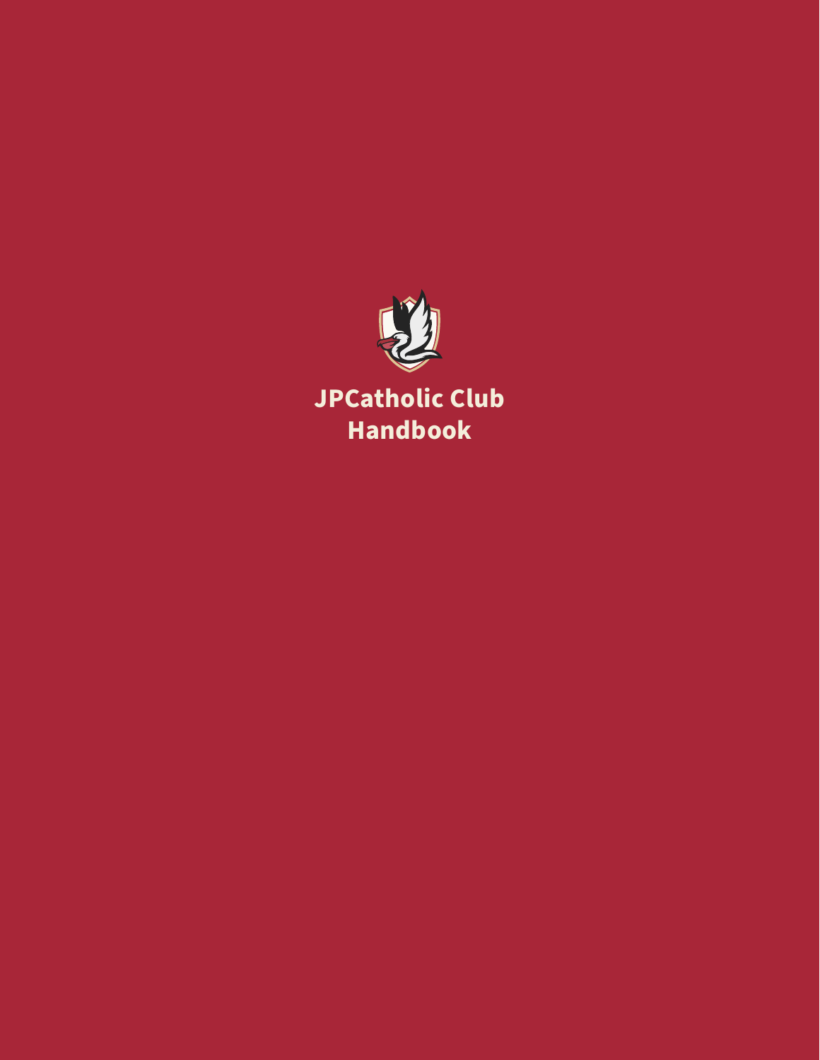# JPCatholic Club Handbook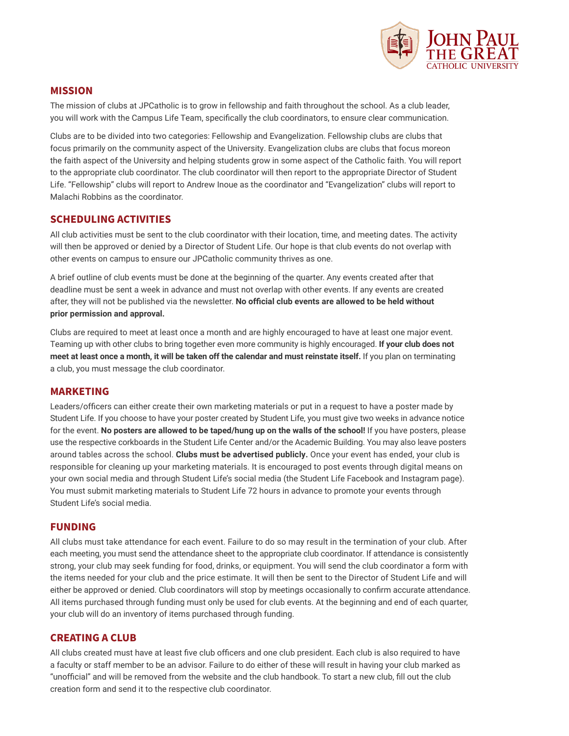## MISSION

The mission of clubs at JPCatholic is to grow in fellowship and faith throughout the school. As a club leader, you will work with the Campus Life Team, specifically the club coordinators, to ensure clear communication.

Clubs are to be divided into two categories: Fellowship and Evangelization. Fellowship clubs are clubs that focus primarily on the community aspect of the University. Evangelization clubs are clubs that focus moreon the faith aspect of the University and helping students grow in some aspect of the Catholic faith. You will report to the appropriate club coordinator. The club coordinator will then report to the appropriate Director of Student Life. "Fellowship" clubs will report to Andrew Inoue as the coordinator and "Evangelization" clubs will report to Malachi Robbins as the coordinator.

## SCHEDULING ACTIVITIES

All club activities must be sent to the club coordinator with their location, time, and meeting dates. The activity will then be approved or denied by a Director of Student Life. Our hope is that club events do not overlap with other events on campus to ensure our JPCatholic community thrives as one.

A brief outline of club events must be done at the beginning of the quarter. Any events created after that deadline must be sent a week in advance and must not overlap with other events. If any events are created after, they will not be published via the newsletter. **No official club events are allowed to be held without prior permission and approval.**

Clubs are required to meet at least once a month and are highly encouraged to have at least one major event. Teaming up with other clubs to bring together even more community is highly encouraged. **If your club does not meet at least once a month, it will be taken off the calendar and must reinstate itself.** If you plan on terminating a club, you must message the club coordinator.

## MARKETING

Leaders/officers can either create their own marketing materials or put in a request to have a poster made by Student Life. If you choose to have your poster created by Student Life, you must give two weeks in advance notice for the event. **No posters are allowed to be taped/hung up on the walls of the school!** If you have posters, please use the respective corkboards in the Student Life Center and/or the Academic Building. You may also leave posters around tables across the school. **Clubs must be advertised publicly.** Once your event has ended, your club is responsible for cleaning up your marketing materials. It is encouraged to post events through digital means on your own social media and through Student Life's social media (the Student Life Facebook and Instagram page). You must submit marketing materials to Student Life 72 hours in advance to promote your events through Student Life's social media.

## FUNDING

All clubs must take attendance for each event. Failure to do so may result in the termination of your club. After each meeting, you must send the attendance sheet to the appropriate club coordinator. If attendance is consistently strong, your club may seek funding for food, drinks, or equipment. You will send the club coordinator a form with the items needed for your club and the price estimate. It will then be sent to the Director of Student Life and will either be approved or denied. Club coordinators will stop by meetings occasionally to confirm accurate attendance. All items purchased through funding must only be used for club events. At the beginning and end of each quarter, your club will do an inventory of items purchased through funding.

## CREATING A CLUB

All clubs created must have at least five club officers and one club president. Each club is also required to have a faculty or staff member to be an advisor. Failure to do either of these will result in having your club marked as "unofficial" and will be removed from the website and the club handbook. To start a new club, fill out the club creation form and send it to the respective club coordinator.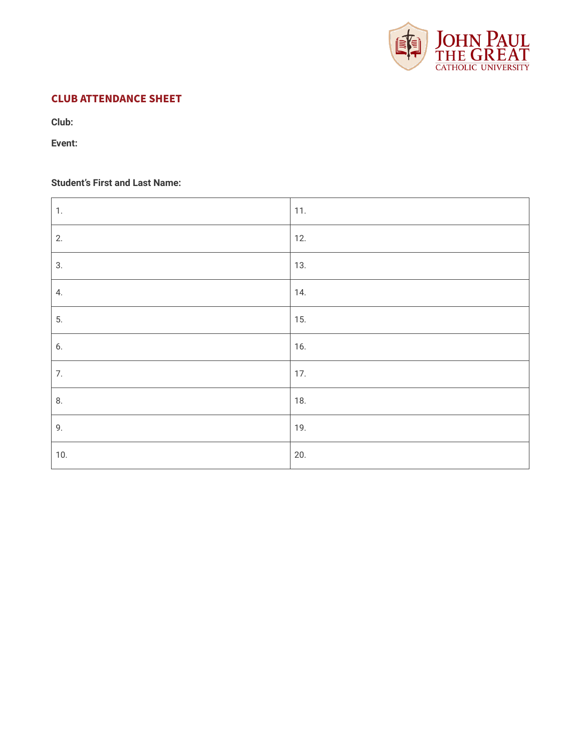JOHN PAUL THE GREAT CATHOLIC UNIVERSITY

## CLUB ATTENDANCE SHEET

**Club:**

**Event:**

**Student's First and Last Name:**

| | |
|---|---|
| 1. | 11. |
| 2. | 12. |
| 3. | 13. |
| 4. | 14. |
| 5. | 15. |
| 6. | 16. |
| 7. | 17. |
| 8. | 18. |
| 9. | 19. |
| 10. | 20. |